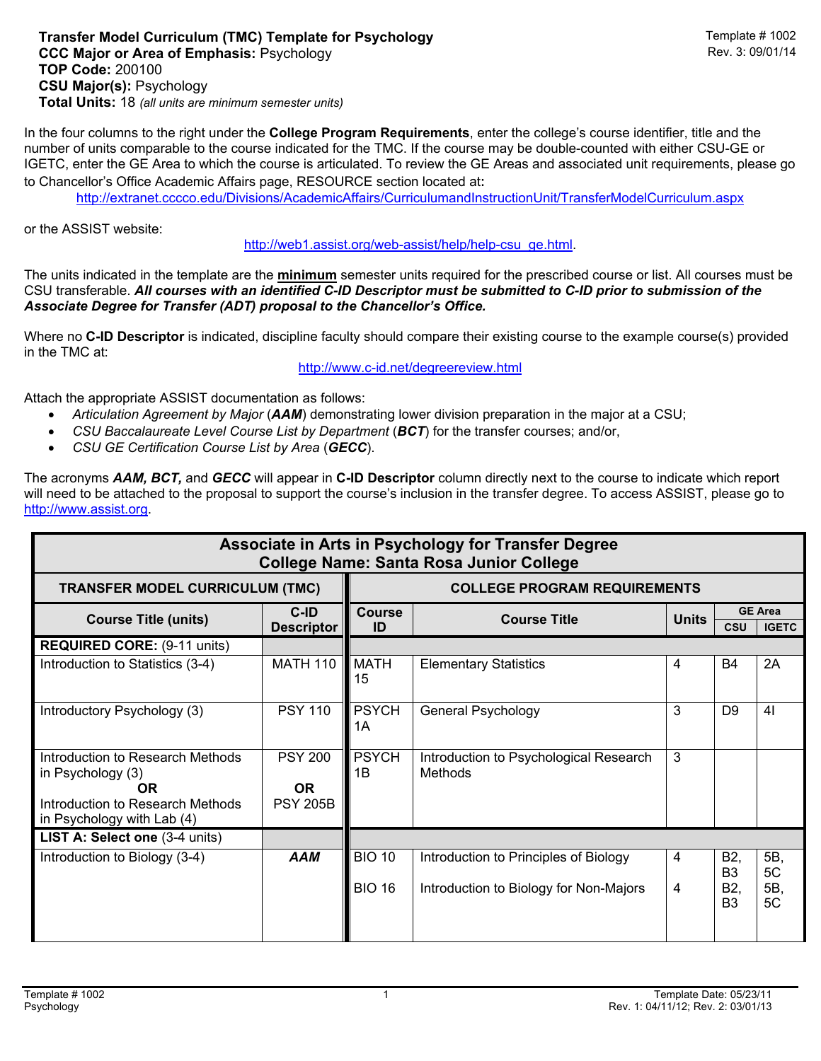**Transfer Model Curriculum (TMC) Template for Psychology**
**CCC Major or Area of Emphasis:** Psychology
**TOP Code:** 200100
**CSU Major(s):** Psychology
**Total Units:** 18 *(all units are minimum semester units)*

Template # 1002
Rev. 3: 09/01/14

In the four columns to the right under the **College Program Requirements**, enter the college's course identifier, title and the number of units comparable to the course indicated for the TMC. If the course may be double-counted with either CSU-GE or IGETC, enter the GE Area to which the course is articulated. To review the GE Areas and associated unit requirements, please go to Chancellor's Office Academic Affairs page, RESOURCE section located at**:**

http://extranet.cccco.edu/Divisions/AcademicAffairs/CurriculumandInstructionUnit/TransferModelCurriculum.aspx

or the ASSIST website:

http://web1.assist.org/web-assist/help/help-csu_ge.html.

The units indicated in the template are the **minimum** semester units required for the prescribed course or list. All courses must be CSU transferable. ***All courses with an identified C-ID Descriptor must be submitted to C-ID prior to submission of the Associate Degree for Transfer (ADT) proposal to the Chancellor's Office.***

Where no **C-ID Descriptor** is indicated, discipline faculty should compare their existing course to the example course(s) provided in the TMC at:

http://www.c-id.net/degreereview.html

Attach the appropriate ASSIST documentation as follows:

- *Articulation Agreement by Major* (***AAM***) demonstrating lower division preparation in the major at a CSU;
- *CSU Baccalaureate Level Course List by Department* (***BCT***) for the transfer courses; and/or,
- *CSU GE Certification Course List by Area* (***GECC***).

The acronyms ***AAM, BCT,*** and ***GECC*** will appear in **C-ID Descriptor** column directly next to the course to indicate which report will need to be attached to the proposal to support the course's inclusion in the transfer degree. To access ASSIST, please go to http://www.assist.org.

| **Associate in Arts in Psychology for Transfer Degree<br>College Name: Santa Rosa Junior College** | | | | | | |
|---|---|---|---|---|---|---|
| **TRANSFER MODEL CURRICULUM (TMC)** | | **COLLEGE PROGRAM REQUIREMENTS** | | | | |
| **Course Title (units)** | **C-ID Descriptor** | **Course ID** | **Course Title** | **Units** | **GE Area CSU** | **GE Area IGETC** |
| **REQUIRED CORE:** (9-11 units) | | | | | | |
| Introduction to Statistics (3-4) | MATH 110 | MATH 15 | Elementary Statistics | 4 | B4 | 2A |
| Introductory Psychology (3) | PSY 110 | PSYCH 1A | General Psychology | 3 | D9 | 4I |
| Introduction to Research Methods in Psychology (3)<br>**OR**<br>Introduction to Research Methods in Psychology with Lab (4) | PSY 200<br>**OR**<br>PSY 205B | PSYCH 1B | Introduction to Psychological Research Methods | 3 | | |
| **LIST A: Select one** (3-4 units) | | | | | | |
| Introduction to Biology (3-4) | ***AAM*** | BIO 10<br><br>BIO 16 | Introduction to Principles of Biology<br><br>Introduction to Biology for Non-Majors | 4<br><br>4 | B2, B3<br><br>B2, B3 | 5B, 5C<br><br>5B, 5C |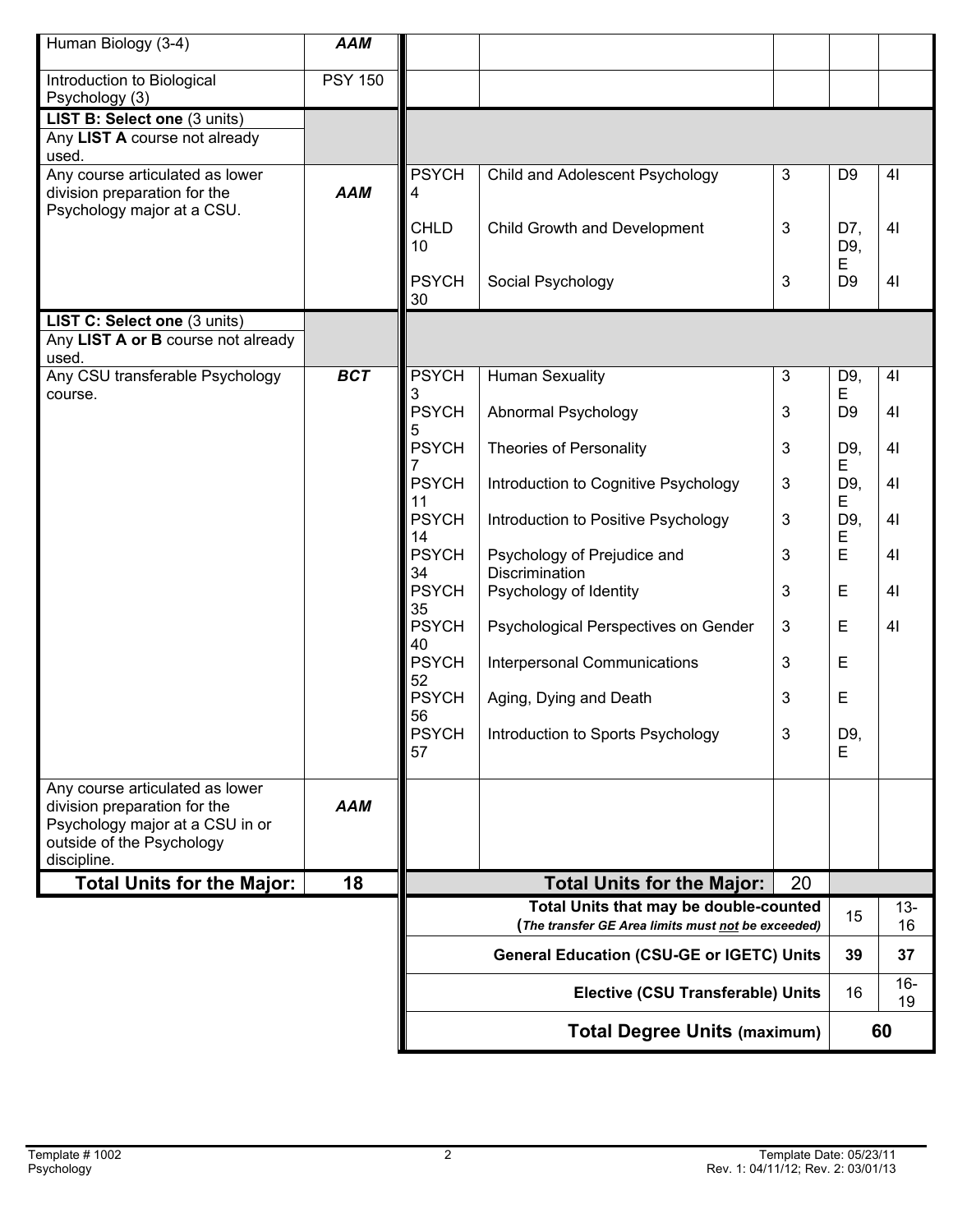| | | | | | | |
|---|---|---|---|---|---|---|
| Human Biology (3-4) | ***AAM*** | | | | | |
| Introduction to Biological Psychology (3) | PSY 150 | | | | | |
| **LIST B: Select one** (3 units) Any **LIST A** course not already used. | | | | | | |
| Any course articulated as lower division preparation for the Psychology major at a CSU. | ***AAM*** | PSYCH 4 | Child and Adolescent Psychology | 3 | D9 | 4I |
| | | CHLD 10 | Child Growth and Development | 3 | D7, D9, E | 4I |
| | | PSYCH 30 | Social Psychology | 3 | D9 | 4I |
| **LIST C: Select one** (3 units) Any **LIST A or B** course not already used. | | | | | | |
| Any CSU transferable Psychology course. | ***BCT*** | PSYCH 3 | Human Sexuality | 3 | D9, E | 4I |
| | | PSYCH 5 | Abnormal Psychology | 3 | D9 | 4I |
| | | PSYCH 7 | Theories of Personality | 3 | D9, E | 4I |
| | | PSYCH 11 | Introduction to Cognitive Psychology | 3 | D9, E | 4I |
| | | PSYCH 14 | Introduction to Positive Psychology | 3 | D9, E | 4I |
| | | PSYCH 34 | Psychology of Prejudice and Discrimination | 3 | E | 4I |
| | | PSYCH 35 | Psychology of Identity | 3 | E | 4I |
| | | PSYCH 40 | Psychological Perspectives on Gender | 3 | E | 4I |
| | | PSYCH 52 | Interpersonal Communications | 3 | E | |
| | | PSYCH 56 | Aging, Dying and Death | 3 | E | |
| | | PSYCH 57 | Introduction to Sports Psychology | 3 | D9, E | |
| Any course articulated as lower division preparation for the Psychology major at a CSU in or outside of the Psychology discipline. | ***AAM*** | | | | | |
| **Total Units for the Major:** | **18** | | **Total Units for the Major:** | 20 | | |
| | | | **Total Units that may be double-counted** (***The transfer GE Area limits must <u>not</u> be exceeded***) | | 15 | 13-16 |
| | | | **General Education (CSU-GE or IGETC) Units** | | **39** | **37** |
| | | | **Elective (CSU Transferable) Units** | | 16 | 16-19 |
| | | | **Total Degree Units (maximum)** | | **60** | |

Template # 1002
Psychology

Template Date: 05/23/11
Rev. 1: 04/11/12; Rev. 2: 03/01/13